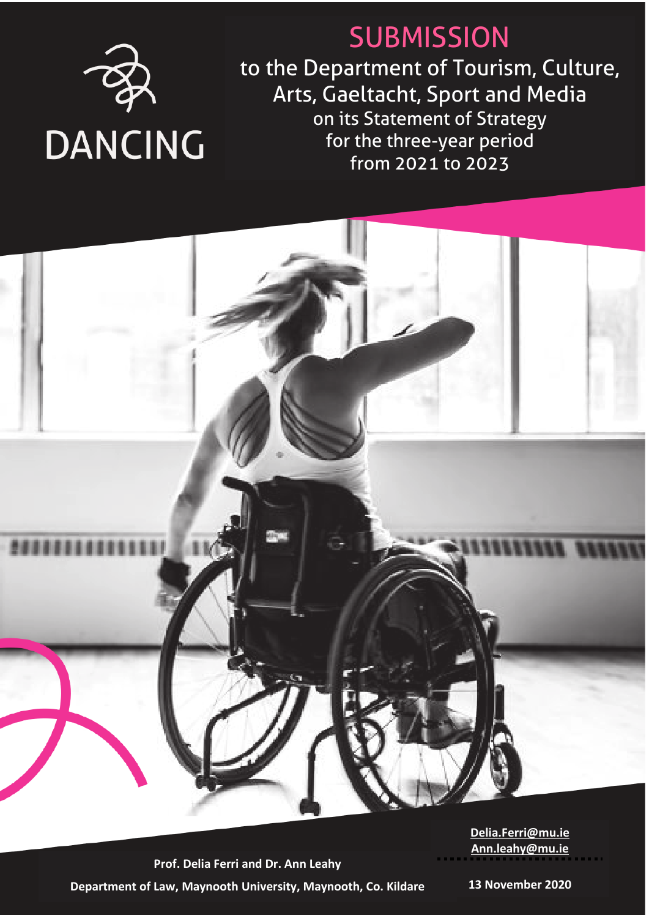DANCING

# SUBMISSION

to the Department of Tourism, Culture, Arts, Gaeltacht, Sport and Media
on its Statement of Strategy
for the three-year period
from 2021 to 2023

**Prof. Delia Ferri and Dr. Ann Leahy**

**Department of Law, Maynooth University, Maynooth, Co. Kildare**

**Delia.Ferri@mu.ie**
**Ann.leahy@mu.ie**

**13 November 2020**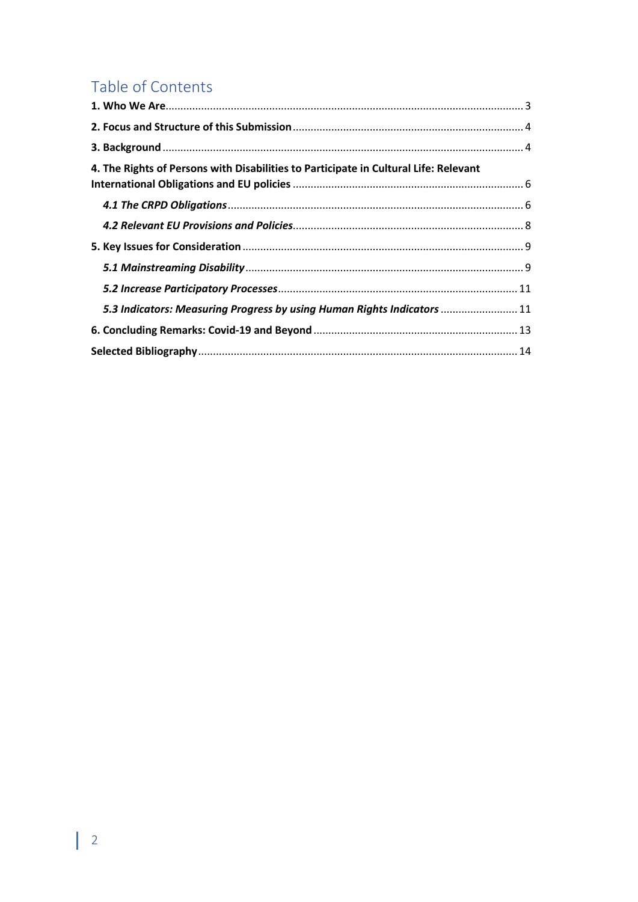# Table of Contents

**1. Who We Are** ........ 3

**2. Focus and Structure of this Submission** ........ 4

**3. Background** ........ 4

**4. The Rights of Persons with Disabilities to Participate in Cultural Life: Relevant International Obligations and EU policies** ........ 6

- ***4.1 The CRPD Obligations*** ........ 6
- ***4.2 Relevant EU Provisions and Policies*** ........ 8

**5. Key Issues for Consideration** ........ 9

- ***5.1 Mainstreaming Disability*** ........ 9
- ***5.2 Increase Participatory Processes*** ........ 11
- ***5.3 Indicators: Measuring Progress by using Human Rights Indicators*** ........ 11

**6. Concluding Remarks: Covid-19 and Beyond** ........ 13

**Selected Bibliography** ........ 14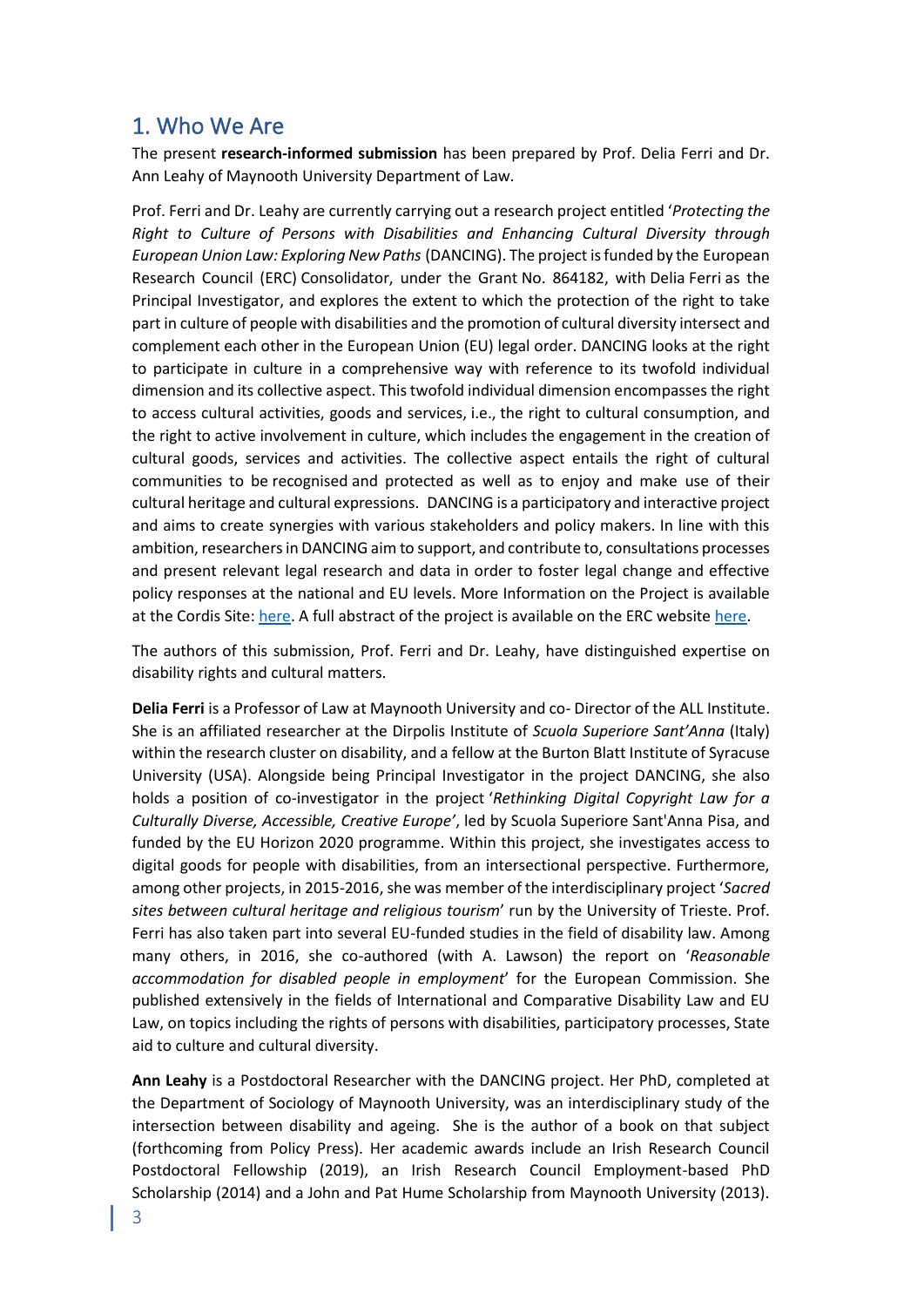## 1. Who We Are

The present **research-informed submission** has been prepared by Prof. Delia Ferri and Dr. Ann Leahy of Maynooth University Department of Law.

Prof. Ferri and Dr. Leahy are currently carrying out a research project entitled '*Protecting the Right to Culture of Persons with Disabilities and Enhancing Cultural Diversity through European Union Law: Exploring New Paths* (DANCING). The project is funded by the European Research Council (ERC) Consolidator, under the Grant No. 864182, with Delia Ferri as the Principal Investigator, and explores the extent to which the protection of the right to take part in culture of people with disabilities and the promotion of cultural diversity intersect and complement each other in the European Union (EU) legal order. DANCING looks at the right to participate in culture in a comprehensive way with reference to its twofold individual dimension and its collective aspect. This twofold individual dimension encompasses the right to access cultural activities, goods and services, i.e., the right to cultural consumption, and the right to active involvement in culture, which includes the engagement in the creation of cultural goods, services and activities. The collective aspect entails the right of cultural communities to be recognised and protected as well as to enjoy and make use of their cultural heritage and cultural expressions. DANCING is a participatory and interactive project and aims to create synergies with various stakeholders and policy makers. In line with this ambition, researchers in DANCING aim to support, and contribute to, consultations processes and present relevant legal research and data in order to foster legal change and effective policy responses at the national and EU levels. More Information on the Project is available at the Cordis Site: here. A full abstract of the project is available on the ERC website here.

The authors of this submission, Prof. Ferri and Dr. Leahy, have distinguished expertise on disability rights and cultural matters.

**Delia Ferri** is a Professor of Law at Maynooth University and co- Director of the ALL Institute. She is an affiliated researcher at the Dirpolis Institute of *Scuola Superiore Sant'Anna* (Italy) within the research cluster on disability, and a fellow at the Burton Blatt Institute of Syracuse University (USA). Alongside being Principal Investigator in the project DANCING, she also holds a position of co-investigator in the project '*Rethinking Digital Copyright Law for a Culturally Diverse, Accessible, Creative Europe'*, led by Scuola Superiore Sant'Anna Pisa, and funded by the EU Horizon 2020 programme. Within this project, she investigates access to digital goods for people with disabilities, from an intersectional perspective. Furthermore, among other projects, in 2015-2016, she was member of the interdisciplinary project '*Sacred sites between cultural heritage and religious tourism*' run by the University of Trieste. Prof. Ferri has also taken part into several EU-funded studies in the field of disability law. Among many others, in 2016, she co-authored (with A. Lawson) the report on '*Reasonable accommodation for disabled people in employment*' for the European Commission. She published extensively in the fields of International and Comparative Disability Law and EU Law, on topics including the rights of persons with disabilities, participatory processes, State aid to culture and cultural diversity.

**Ann Leahy** is a Postdoctoral Researcher with the DANCING project. Her PhD, completed at the Department of Sociology of Maynooth University, was an interdisciplinary study of the intersection between disability and ageing. She is the author of a book on that subject (forthcoming from Policy Press). Her academic awards include an Irish Research Council Postdoctoral Fellowship (2019), an Irish Research Council Employment-based PhD Scholarship (2014) and a John and Pat Hume Scholarship from Maynooth University (2013).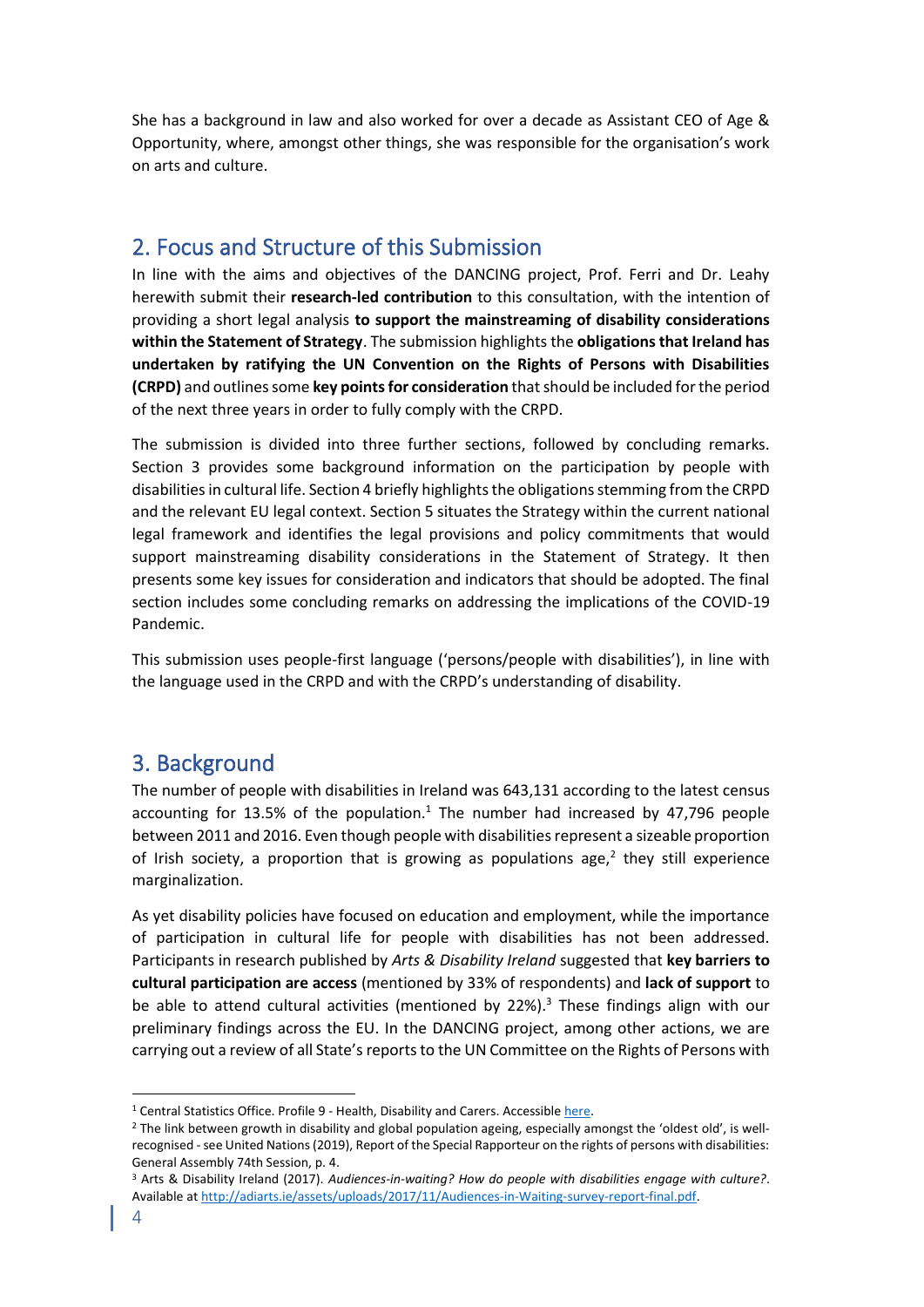She has a background in law and also worked for over a decade as Assistant CEO of Age & Opportunity, where, amongst other things, she was responsible for the organisation's work on arts and culture.

## 2. Focus and Structure of this Submission

In line with the aims and objectives of the DANCING project, Prof. Ferri and Dr. Leahy herewith submit their **research-led contribution** to this consultation, with the intention of providing a short legal analysis **to support the mainstreaming of disability considerations within the Statement of Strategy**. The submission highlights the **obligations that Ireland has undertaken by ratifying the UN Convention on the Rights of Persons with Disabilities (CRPD)** and outlines some **key points for consideration** that should be included for the period of the next three years in order to fully comply with the CRPD.

The submission is divided into three further sections, followed by concluding remarks. Section 3 provides some background information on the participation by people with disabilities in cultural life. Section 4 briefly highlights the obligations stemming from the CRPD and the relevant EU legal context. Section 5 situates the Strategy within the current national legal framework and identifies the legal provisions and policy commitments that would support mainstreaming disability considerations in the Statement of Strategy. It then presents some key issues for consideration and indicators that should be adopted. The final section includes some concluding remarks on addressing the implications of the COVID-19 Pandemic.

This submission uses people-first language ('persons/people with disabilities'), in line with the language used in the CRPD and with the CRPD's understanding of disability.

## 3. Background

The number of people with disabilities in Ireland was 643,131 according to the latest census accounting for 13.5% of the population.[1] The number had increased by 47,796 people between 2011 and 2016. Even though people with disabilities represent a sizeable proportion of Irish society, a proportion that is growing as populations age,[2] they still experience marginalization.

As yet disability policies have focused on education and employment, while the importance of participation in cultural life for people with disabilities has not been addressed. Participants in research published by *Arts & Disability Ireland* suggested that **key barriers to cultural participation are access** (mentioned by 33% of respondents) and **lack of support** to be able to attend cultural activities (mentioned by 22%).[3] These findings align with our preliminary findings across the EU. In the DANCING project, among other actions, we are carrying out a review of all State's reports to the UN Committee on the Rights of Persons with

---

[1] Central Statistics Office. Profile 9 - Health, Disability and Carers. Accessible here.

[2] The link between growth in disability and global population ageing, especially amongst the 'oldest old', is well-recognised - see United Nations (2019), Report of the Special Rapporteur on the rights of persons with disabilities: General Assembly 74th Session, p. 4.

[3] Arts & Disability Ireland (2017). *Audiences-in-waiting? How do people with disabilities engage with culture?*. Available at http://adiarts.ie/assets/uploads/2017/11/Audiences-in-Waiting-survey-report-final.pdf.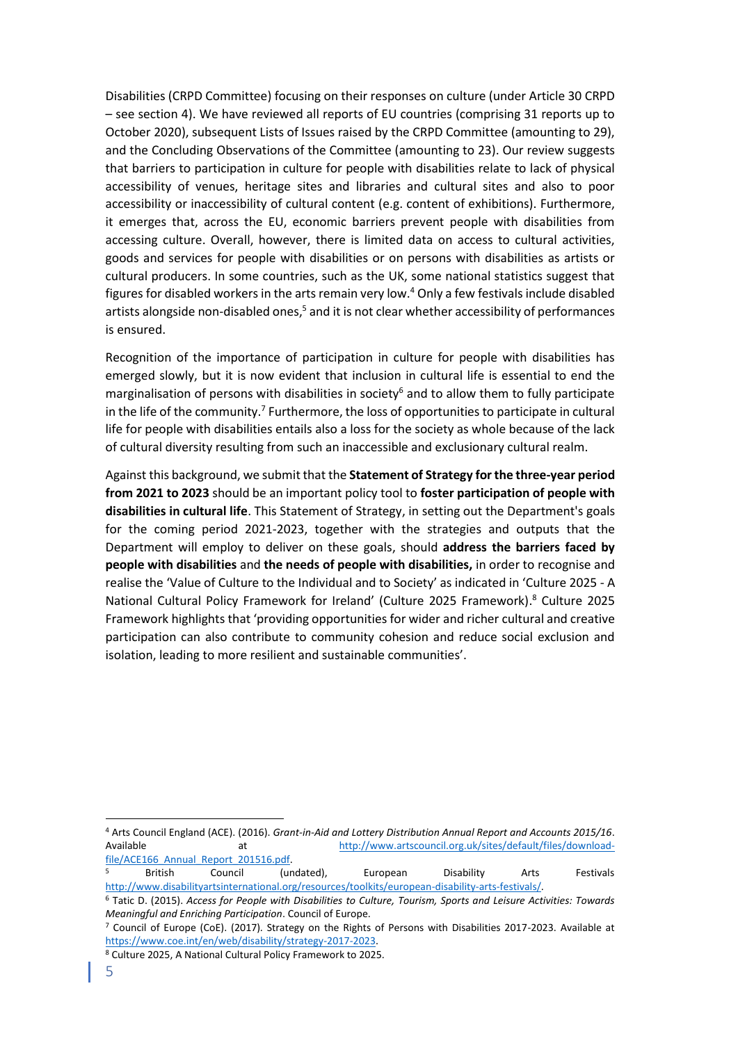Disabilities (CRPD Committee) focusing on their responses on culture (under Article 30 CRPD – see section 4). We have reviewed all reports of EU countries (comprising 31 reports up to October 2020), subsequent Lists of Issues raised by the CRPD Committee (amounting to 29), and the Concluding Observations of the Committee (amounting to 23). Our review suggests that barriers to participation in culture for people with disabilities relate to lack of physical accessibility of venues, heritage sites and libraries and cultural sites and also to poor accessibility or inaccessibility of cultural content (e.g. content of exhibitions). Furthermore, it emerges that, across the EU, economic barriers prevent people with disabilities from accessing culture. Overall, however, there is limited data on access to cultural activities, goods and services for people with disabilities or on persons with disabilities as artists or cultural producers. In some countries, such as the UK, some national statistics suggest that figures for disabled workers in the arts remain very low.[4] Only a few festivals include disabled artists alongside non-disabled ones,[5] and it is not clear whether accessibility of performances is ensured.

Recognition of the importance of participation in culture for people with disabilities has emerged slowly, but it is now evident that inclusion in cultural life is essential to end the marginalisation of persons with disabilities in society[6] and to allow them to fully participate in the life of the community.[7] Furthermore, the loss of opportunities to participate in cultural life for people with disabilities entails also a loss for the society as whole because of the lack of cultural diversity resulting from such an inaccessible and exclusionary cultural realm.

Against this background, we submit that the **Statement of Strategy for the three-year period from 2021 to 2023** should be an important policy tool to **foster participation of people with disabilities in cultural life**. This Statement of Strategy, in setting out the Department's goals for the coming period 2021-2023, together with the strategies and outputs that the Department will employ to deliver on these goals, should **address the barriers faced by people with disabilities** and **the needs of people with disabilities,** in order to recognise and realise the 'Value of Culture to the Individual and to Society' as indicated in 'Culture 2025 - A National Cultural Policy Framework for Ireland' (Culture 2025 Framework).[8] Culture 2025 Framework highlights that 'providing opportunities for wider and richer cultural and creative participation can also contribute to community cohesion and reduce social exclusion and isolation, leading to more resilient and sustainable communities'.

---

[4] Arts Council England (ACE). (2016). *Grant-in-Aid and Lottery Distribution Annual Report and Accounts 2015/16*. Available at http://www.artscouncil.org.uk/sites/default/files/download-file/ACE166_Annual_Report_201516.pdf.

[5] British Council (undated), European Disability Arts Festivals http://www.disabilityartsinternational.org/resources/toolkits/european-disability-arts-festivals/.

[6] Tatic D. (2015). *Access for People with Disabilities to Culture, Tourism, Sports and Leisure Activities: Towards Meaningful and Enriching Participation*. Council of Europe.

[7] Council of Europe (CoE). (2017). Strategy on the Rights of Persons with Disabilities 2017-2023. Available at https://www.coe.int/en/web/disability/strategy-2017-2023.

[8] Culture 2025, A National Cultural Policy Framework to 2025.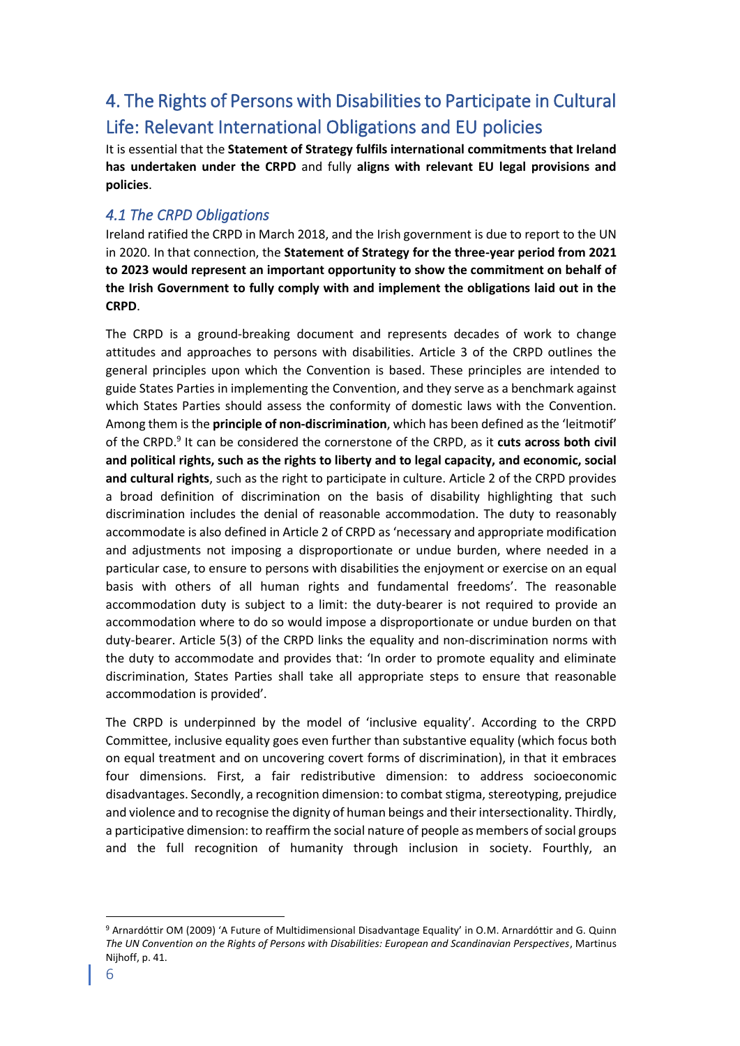## 4. The Rights of Persons with Disabilities to Participate in Cultural Life: Relevant International Obligations and EU policies

It is essential that the **Statement of Strategy fulfils international commitments that Ireland has undertaken under the CRPD** and fully **aligns with relevant EU legal provisions and policies**.

### *4.1 The CRPD Obligations*

Ireland ratified the CRPD in March 2018, and the Irish government is due to report to the UN in 2020. In that connection, the **Statement of Strategy for the three-year period from 2021 to 2023 would represent an important opportunity to show the commitment on behalf of the Irish Government to fully comply with and implement the obligations laid out in the CRPD**.

The CRPD is a ground-breaking document and represents decades of work to change attitudes and approaches to persons with disabilities. Article 3 of the CRPD outlines the general principles upon which the Convention is based. These principles are intended to guide States Parties in implementing the Convention, and they serve as a benchmark against which States Parties should assess the conformity of domestic laws with the Convention. Among them is the **principle of non-discrimination**, which has been defined as the 'leitmotif' of the CRPD.[9] It can be considered the cornerstone of the CRPD, as it **cuts across both civil and political rights, such as the rights to liberty and to legal capacity, and economic, social and cultural rights**, such as the right to participate in culture. Article 2 of the CRPD provides a broad definition of discrimination on the basis of disability highlighting that such discrimination includes the denial of reasonable accommodation. The duty to reasonably accommodate is also defined in Article 2 of CRPD as 'necessary and appropriate modification and adjustments not imposing a disproportionate or undue burden, where needed in a particular case, to ensure to persons with disabilities the enjoyment or exercise on an equal basis with others of all human rights and fundamental freedoms'. The reasonable accommodation duty is subject to a limit: the duty-bearer is not required to provide an accommodation where to do so would impose a disproportionate or undue burden on that duty-bearer. Article 5(3) of the CRPD links the equality and non-discrimination norms with the duty to accommodate and provides that: 'In order to promote equality and eliminate discrimination, States Parties shall take all appropriate steps to ensure that reasonable accommodation is provided'.

The CRPD is underpinned by the model of 'inclusive equality'. According to the CRPD Committee, inclusive equality goes even further than substantive equality (which focus both on equal treatment and on uncovering covert forms of discrimination), in that it embraces four dimensions. First, a fair redistributive dimension: to address socioeconomic disadvantages. Secondly, a recognition dimension: to combat stigma, stereotyping, prejudice and violence and to recognise the dignity of human beings and their intersectionality. Thirdly, a participative dimension: to reaffirm the social nature of people as members of social groups and the full recognition of humanity through inclusion in society. Fourthly, an

---

[9] Arnardóttir OM (2009) 'A Future of Multidimensional Disadvantage Equality' in O.M. Arnardóttir and G. Quinn *The UN Convention on the Rights of Persons with Disabilities: European and Scandinavian Perspectives*, Martinus Nijhoff, p. 41.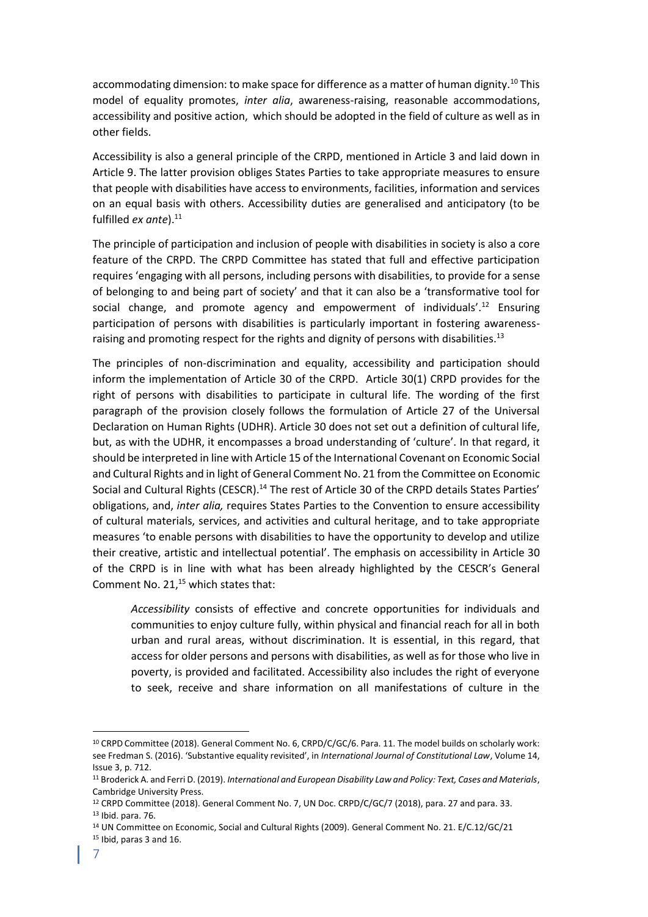accommodating dimension: to make space for difference as a matter of human dignity.[10] This model of equality promotes, *inter alia*, awareness-raising, reasonable accommodations, accessibility and positive action, which should be adopted in the field of culture as well as in other fields.

Accessibility is also a general principle of the CRPD, mentioned in Article 3 and laid down in Article 9. The latter provision obliges States Parties to take appropriate measures to ensure that people with disabilities have access to environments, facilities, information and services on an equal basis with others. Accessibility duties are generalised and anticipatory (to be fulfilled *ex ante*).[11]

The principle of participation and inclusion of people with disabilities in society is also a core feature of the CRPD. The CRPD Committee has stated that full and effective participation requires 'engaging with all persons, including persons with disabilities, to provide for a sense of belonging to and being part of society' and that it can also be a 'transformative tool for social change, and promote agency and empowerment of individuals'.[12] Ensuring participation of persons with disabilities is particularly important in fostering awareness-raising and promoting respect for the rights and dignity of persons with disabilities.[13]

The principles of non-discrimination and equality, accessibility and participation should inform the implementation of Article 30 of the CRPD. Article 30(1) CRPD provides for the right of persons with disabilities to participate in cultural life. The wording of the first paragraph of the provision closely follows the formulation of Article 27 of the Universal Declaration on Human Rights (UDHR). Article 30 does not set out a definition of cultural life, but, as with the UDHR, it encompasses a broad understanding of 'culture'. In that regard, it should be interpreted in line with Article 15 of the International Covenant on Economic Social and Cultural Rights and in light of General Comment No. 21 from the Committee on Economic Social and Cultural Rights (CESCR).[14] The rest of Article 30 of the CRPD details States Parties' obligations, and, *inter alia,* requires States Parties to the Convention to ensure accessibility of cultural materials, services, and activities and cultural heritage, and to take appropriate measures 'to enable persons with disabilities to have the opportunity to develop and utilize their creative, artistic and intellectual potential'. The emphasis on accessibility in Article 30 of the CRPD is in line with what has been already highlighted by the CESCR's General Comment No. 21,[15] which states that:

> *Accessibility* consists of effective and concrete opportunities for individuals and communities to enjoy culture fully, within physical and financial reach for all in both urban and rural areas, without discrimination. It is essential, in this regard, that access for older persons and persons with disabilities, as well as for those who live in poverty, is provided and facilitated. Accessibility also includes the right of everyone to seek, receive and share information on all manifestations of culture in the

---

[10] CRPD Committee (2018). General Comment No. 6, CRPD/C/GC/6. Para. 11. The model builds on scholarly work: see Fredman S. (2016). 'Substantive equality revisited', in *International Journal of Constitutional Law*, Volume 14, Issue 3, p. 712.

[11] Broderick A. and Ferri D. (2019). *International and European Disability Law and Policy: Text, Cases and Materials*, Cambridge University Press.

[12] CRPD Committee (2018). General Comment No. 7, UN Doc. CRPD/C/GC/7 (2018), para. 27 and para. 33.

[13] Ibid. para. 76.

[14] UN Committee on Economic, Social and Cultural Rights (2009). General Comment No. 21. E/C.12/GC/21

[15] Ibid, paras 3 and 16.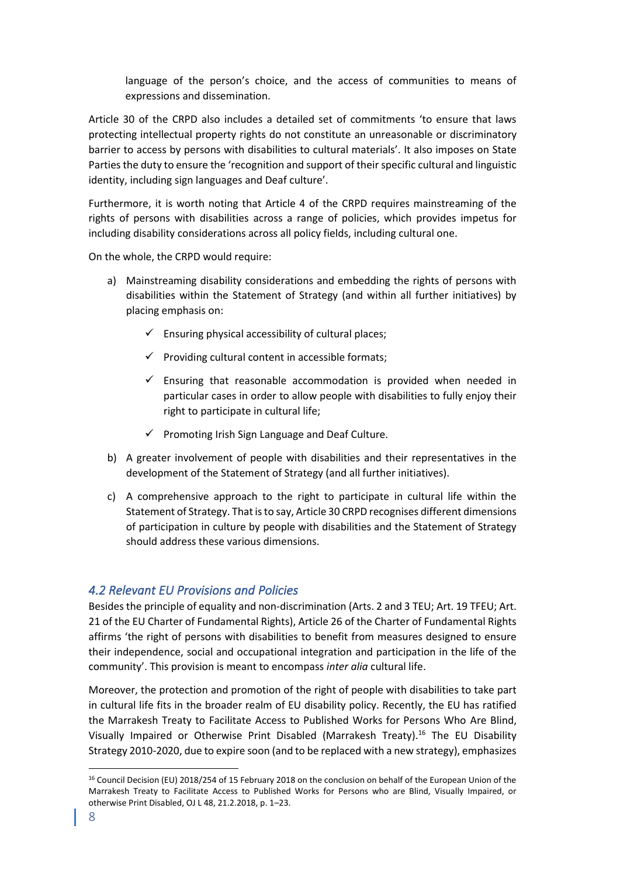language of the person's choice, and the access of communities to means of expressions and dissemination.

Article 30 of the CRPD also includes a detailed set of commitments 'to ensure that laws protecting intellectual property rights do not constitute an unreasonable or discriminatory barrier to access by persons with disabilities to cultural materials'. It also imposes on State Parties the duty to ensure the 'recognition and support of their specific cultural and linguistic identity, including sign languages and Deaf culture'.

Furthermore, it is worth noting that Article 4 of the CRPD requires mainstreaming of the rights of persons with disabilities across a range of policies, which provides impetus for including disability considerations across all policy fields, including cultural one.

On the whole, the CRPD would require:

a) Mainstreaming disability considerations and embedding the rights of persons with disabilities within the Statement of Strategy (and within all further initiatives) by placing emphasis on:

   - ✓ Ensuring physical accessibility of cultural places;
   - ✓ Providing cultural content in accessible formats;
   - ✓ Ensuring that reasonable accommodation is provided when needed in particular cases in order to allow people with disabilities to fully enjoy their right to participate in cultural life;
   - ✓ Promoting Irish Sign Language and Deaf Culture.

b) A greater involvement of people with disabilities and their representatives in the development of the Statement of Strategy (and all further initiatives).

c) A comprehensive approach to the right to participate in cultural life within the Statement of Strategy. That is to say, Article 30 CRPD recognises different dimensions of participation in culture by people with disabilities and the Statement of Strategy should address these various dimensions.

## *4.2 Relevant EU Provisions and Policies*

Besides the principle of equality and non-discrimination (Arts. 2 and 3 TEU; Art. 19 TFEU; Art. 21 of the EU Charter of Fundamental Rights), Article 26 of the Charter of Fundamental Rights affirms 'the right of persons with disabilities to benefit from measures designed to ensure their independence, social and occupational integration and participation in the life of the community'. This provision is meant to encompass *inter alia* cultural life.

Moreover, the protection and promotion of the right of people with disabilities to take part in cultural life fits in the broader realm of EU disability policy. Recently, the EU has ratified the Marrakesh Treaty to Facilitate Access to Published Works for Persons Who Are Blind, Visually Impaired or Otherwise Print Disabled (Marrakesh Treaty).[16] The EU Disability Strategy 2010-2020, due to expire soon (and to be replaced with a new strategy), emphasizes

[16] Council Decision (EU) 2018/254 of 15 February 2018 on the conclusion on behalf of the European Union of the Marrakesh Treaty to Facilitate Access to Published Works for Persons who are Blind, Visually Impaired, or otherwise Print Disabled, OJ L 48, 21.2.2018, p. 1–23.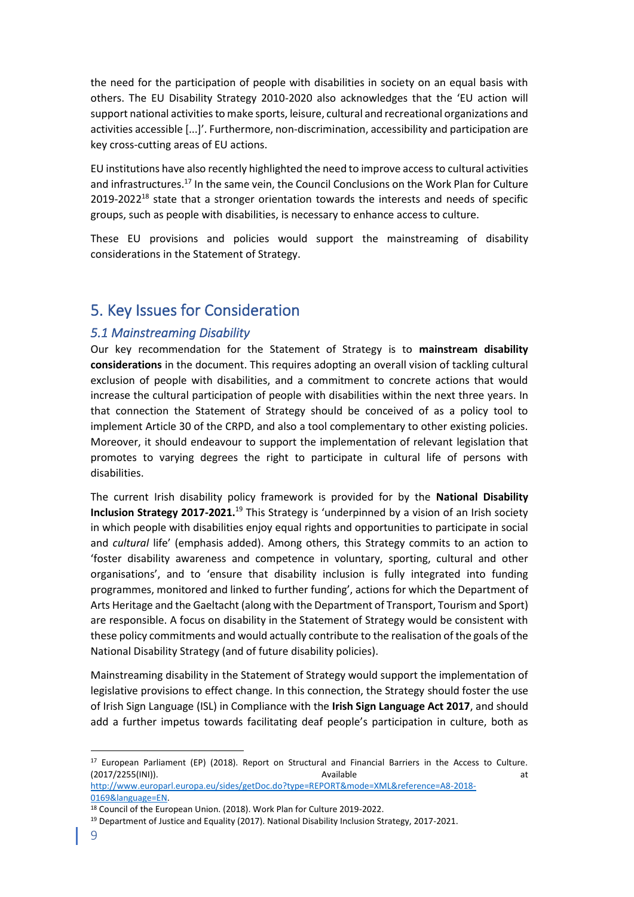the need for the participation of people with disabilities in society on an equal basis with others. The EU Disability Strategy 2010-2020 also acknowledges that the 'EU action will support national activities to make sports, leisure, cultural and recreational organizations and activities accessible [...]'. Furthermore, non-discrimination, accessibility and participation are key cross-cutting areas of EU actions.

EU institutions have also recently highlighted the need to improve access to cultural activities and infrastructures.[17] In the same vein, the Council Conclusions on the Work Plan for Culture 2019-2022[18] state that a stronger orientation towards the interests and needs of specific groups, such as people with disabilities, is necessary to enhance access to culture.

These EU provisions and policies would support the mainstreaming of disability considerations in the Statement of Strategy.

## 5. Key Issues for Consideration

### *5.1 Mainstreaming Disability*

Our key recommendation for the Statement of Strategy is to **mainstream disability considerations** in the document. This requires adopting an overall vision of tackling cultural exclusion of people with disabilities, and a commitment to concrete actions that would increase the cultural participation of people with disabilities within the next three years. In that connection the Statement of Strategy should be conceived of as a policy tool to implement Article 30 of the CRPD, and also a tool complementary to other existing policies. Moreover, it should endeavour to support the implementation of relevant legislation that promotes to varying degrees the right to participate in cultural life of persons with disabilities.

The current Irish disability policy framework is provided for by the **National Disability Inclusion Strategy 2017-2021.**[19] This Strategy is 'underpinned by a vision of an Irish society in which people with disabilities enjoy equal rights and opportunities to participate in social and *cultural* life' (emphasis added). Among others, this Strategy commits to an action to 'foster disability awareness and competence in voluntary, sporting, cultural and other organisations', and to 'ensure that disability inclusion is fully integrated into funding programmes, monitored and linked to further funding', actions for which the Department of Arts Heritage and the Gaeltacht (along with the Department of Transport, Tourism and Sport) are responsible. A focus on disability in the Statement of Strategy would be consistent with these policy commitments and would actually contribute to the realisation of the goals of the National Disability Strategy (and of future disability policies).

Mainstreaming disability in the Statement of Strategy would support the implementation of legislative provisions to effect change. In this connection, the Strategy should foster the use of Irish Sign Language (ISL) in Compliance with the **Irish Sign Language Act 2017**, and should add a further impetus towards facilitating deaf people's participation in culture, both as

---

[17] European Parliament (EP) (2018). Report on Structural and Financial Barriers in the Access to Culture. (2017/2255(INI)). Available at http://www.europarl.europa.eu/sides/getDoc.do?type=REPORT&mode=XML&reference=A8-2018-0169&language=EN.

[18] Council of the European Union. (2018). Work Plan for Culture 2019-2022.

[19] Department of Justice and Equality (2017). National Disability Inclusion Strategy, 2017-2021.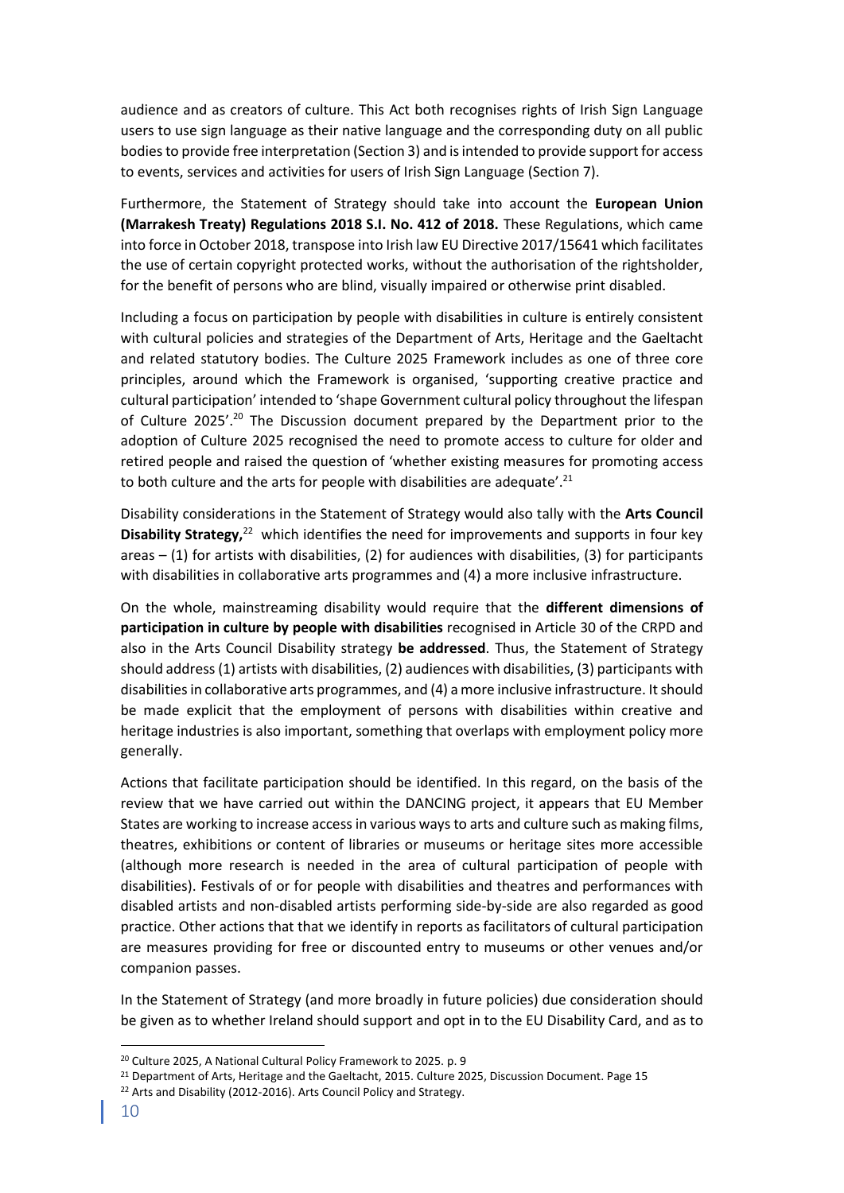audience and as creators of culture. This Act both recognises rights of Irish Sign Language users to use sign language as their native language and the corresponding duty on all public bodies to provide free interpretation (Section 3) and is intended to provide support for access to events, services and activities for users of Irish Sign Language (Section 7).

Furthermore, the Statement of Strategy should take into account the **European Union (Marrakesh Treaty) Regulations 2018 S.I. No. 412 of 2018.** These Regulations, which came into force in October 2018, transpose into Irish law EU Directive 2017/15641 which facilitates the use of certain copyright protected works, without the authorisation of the rightsholder, for the benefit of persons who are blind, visually impaired or otherwise print disabled.

Including a focus on participation by people with disabilities in culture is entirely consistent with cultural policies and strategies of the Department of Arts, Heritage and the Gaeltacht and related statutory bodies. The Culture 2025 Framework includes as one of three core principles, around which the Framework is organised, 'supporting creative practice and cultural participation' intended to 'shape Government cultural policy throughout the lifespan of Culture 2025'.[20] The Discussion document prepared by the Department prior to the adoption of Culture 2025 recognised the need to promote access to culture for older and retired people and raised the question of 'whether existing measures for promoting access to both culture and the arts for people with disabilities are adequate'.[21]

Disability considerations in the Statement of Strategy would also tally with the **Arts Council Disability Strategy,**[22] which identifies the need for improvements and supports in four key areas – (1) for artists with disabilities, (2) for audiences with disabilities, (3) for participants with disabilities in collaborative arts programmes and (4) a more inclusive infrastructure.

On the whole, mainstreaming disability would require that the **different dimensions of participation in culture by people with disabilities** recognised in Article 30 of the CRPD and also in the Arts Council Disability strategy **be addressed**. Thus, the Statement of Strategy should address (1) artists with disabilities, (2) audiences with disabilities, (3) participants with disabilities in collaborative arts programmes, and (4) a more inclusive infrastructure. It should be made explicit that the employment of persons with disabilities within creative and heritage industries is also important, something that overlaps with employment policy more generally.

Actions that facilitate participation should be identified. In this regard, on the basis of the review that we have carried out within the DANCING project, it appears that EU Member States are working to increase access in various ways to arts and culture such as making films, theatres, exhibitions or content of libraries or museums or heritage sites more accessible (although more research is needed in the area of cultural participation of people with disabilities). Festivals of or for people with disabilities and theatres and performances with disabled artists and non-disabled artists performing side-by-side are also regarded as good practice. Other actions that that we identify in reports as facilitators of cultural participation are measures providing for free or discounted entry to museums or other venues and/or companion passes.

In the Statement of Strategy (and more broadly in future policies) due consideration should be given as to whether Ireland should support and opt in to the EU Disability Card, and as to

[20] Culture 2025, A National Cultural Policy Framework to 2025. p. 9

[21] Department of Arts, Heritage and the Gaeltacht, 2015. Culture 2025, Discussion Document. Page 15

[22] Arts and Disability (2012-2016). Arts Council Policy and Strategy.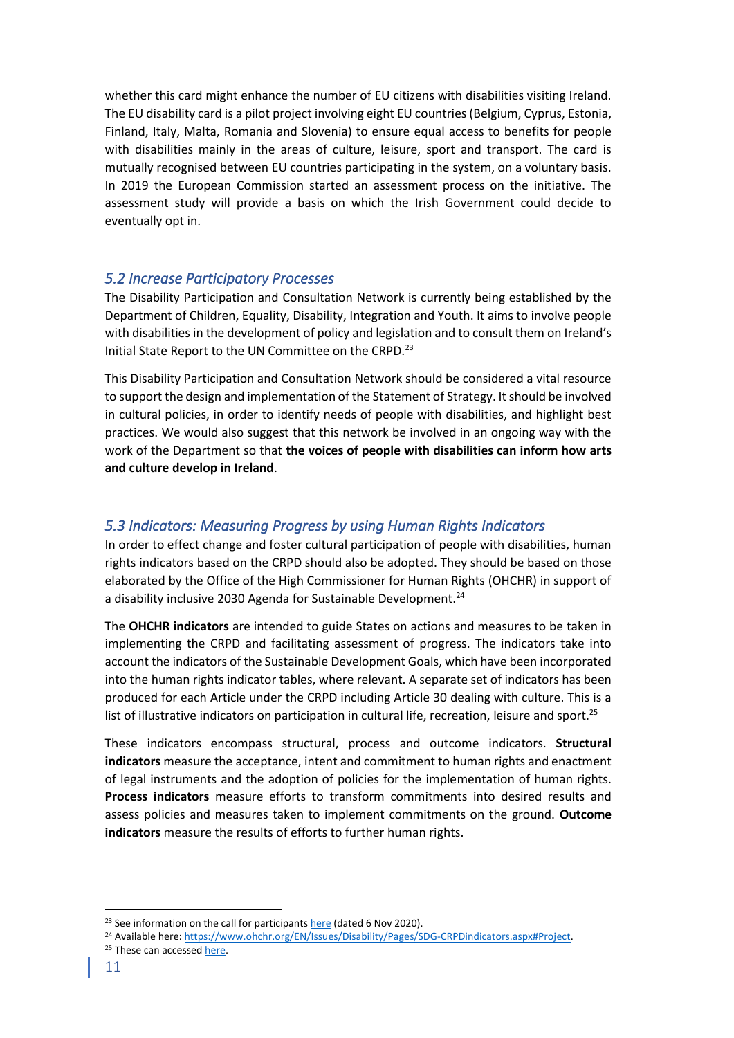whether this card might enhance the number of EU citizens with disabilities visiting Ireland. The EU disability card is a pilot project involving eight EU countries (Belgium, Cyprus, Estonia, Finland, Italy, Malta, Romania and Slovenia) to ensure equal access to benefits for people with disabilities mainly in the areas of culture, leisure, sport and transport. The card is mutually recognised between EU countries participating in the system, on a voluntary basis. In 2019 the European Commission started an assessment process on the initiative. The assessment study will provide a basis on which the Irish Government could decide to eventually opt in.

## *5.2 Increase Participatory Processes*

The Disability Participation and Consultation Network is currently being established by the Department of Children, Equality, Disability, Integration and Youth. It aims to involve people with disabilities in the development of policy and legislation and to consult them on Ireland's Initial State Report to the UN Committee on the CRPD.[23]

This Disability Participation and Consultation Network should be considered a vital resource to support the design and implementation of the Statement of Strategy. It should be involved in cultural policies, in order to identify needs of people with disabilities, and highlight best practices. We would also suggest that this network be involved in an ongoing way with the work of the Department so that **the voices of people with disabilities can inform how arts and culture develop in Ireland**.

## *5.3 Indicators: Measuring Progress by using Human Rights Indicators*

In order to effect change and foster cultural participation of people with disabilities, human rights indicators based on the CRPD should also be adopted. They should be based on those elaborated by the Office of the High Commissioner for Human Rights (OHCHR) in support of a disability inclusive 2030 Agenda for Sustainable Development.[24]

The **OHCHR indicators** are intended to guide States on actions and measures to be taken in implementing the CRPD and facilitating assessment of progress. The indicators take into account the indicators of the Sustainable Development Goals, which have been incorporated into the human rights indicator tables, where relevant. A separate set of indicators has been produced for each Article under the CRPD including Article 30 dealing with culture. This is a list of illustrative indicators on participation in cultural life, recreation, leisure and sport.[25]

These indicators encompass structural, process and outcome indicators. **Structural indicators** measure the acceptance, intent and commitment to human rights and enactment of legal instruments and the adoption of policies for the implementation of human rights. **Process indicators** measure efforts to transform commitments into desired results and assess policies and measures taken to implement commitments on the ground. **Outcome indicators** measure the results of efforts to further human rights.

---

[23] See information on the call for participants here (dated 6 Nov 2020).

[24] Available here: https://www.ohchr.org/EN/Issues/Disability/Pages/SDG-CRPDindicators.aspx#Project.

[25] These can accessed here.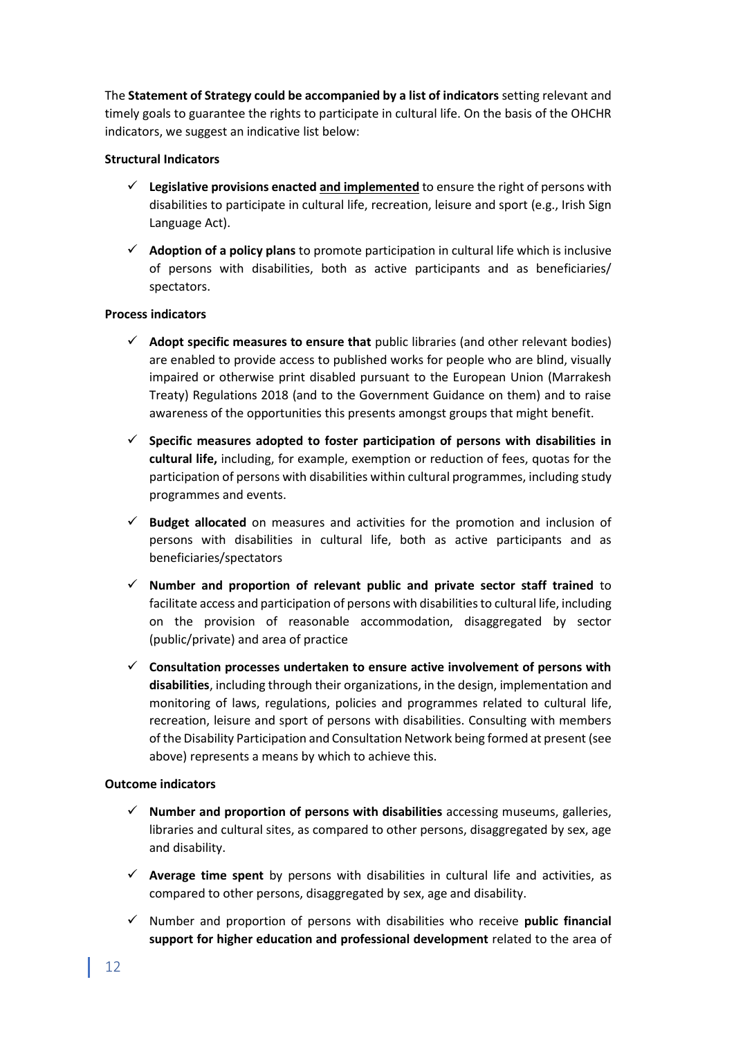The **Statement of Strategy could be accompanied by a list of indicators** setting relevant and timely goals to guarantee the rights to participate in cultural life. On the basis of the OHCHR indicators, we suggest an indicative list below:

**Structural Indicators**

- ✓ **Legislative provisions enacted <u>and implemented</u>** to ensure the right of persons with disabilities to participate in cultural life, recreation, leisure and sport (e.g., Irish Sign Language Act).
- ✓ **Adoption of a policy plans** to promote participation in cultural life which is inclusive of persons with disabilities, both as active participants and as beneficiaries/ spectators.

**Process indicators**

- ✓ **Adopt specific measures to ensure that** public libraries (and other relevant bodies) are enabled to provide access to published works for people who are blind, visually impaired or otherwise print disabled pursuant to the European Union (Marrakesh Treaty) Regulations 2018 (and to the Government Guidance on them) and to raise awareness of the opportunities this presents amongst groups that might benefit.
- ✓ **Specific measures adopted to foster participation of persons with disabilities in cultural life,** including, for example, exemption or reduction of fees, quotas for the participation of persons with disabilities within cultural programmes, including study programmes and events.
- ✓ **Budget allocated** on measures and activities for the promotion and inclusion of persons with disabilities in cultural life, both as active participants and as beneficiaries/spectators
- ✓ **Number and proportion of relevant public and private sector staff trained** to facilitate access and participation of persons with disabilities to cultural life, including on the provision of reasonable accommodation, disaggregated by sector (public/private) and area of practice
- ✓ **Consultation processes undertaken to ensure active involvement of persons with disabilities**, including through their organizations, in the design, implementation and monitoring of laws, regulations, policies and programmes related to cultural life, recreation, leisure and sport of persons with disabilities. Consulting with members of the Disability Participation and Consultation Network being formed at present (see above) represents a means by which to achieve this.

**Outcome indicators**

- ✓ **Number and proportion of persons with disabilities** accessing museums, galleries, libraries and cultural sites, as compared to other persons, disaggregated by sex, age and disability.
- ✓ **Average time spent** by persons with disabilities in cultural life and activities, as compared to other persons, disaggregated by sex, age and disability.
- ✓ Number and proportion of persons with disabilities who receive **public financial support for higher education and professional development** related to the area of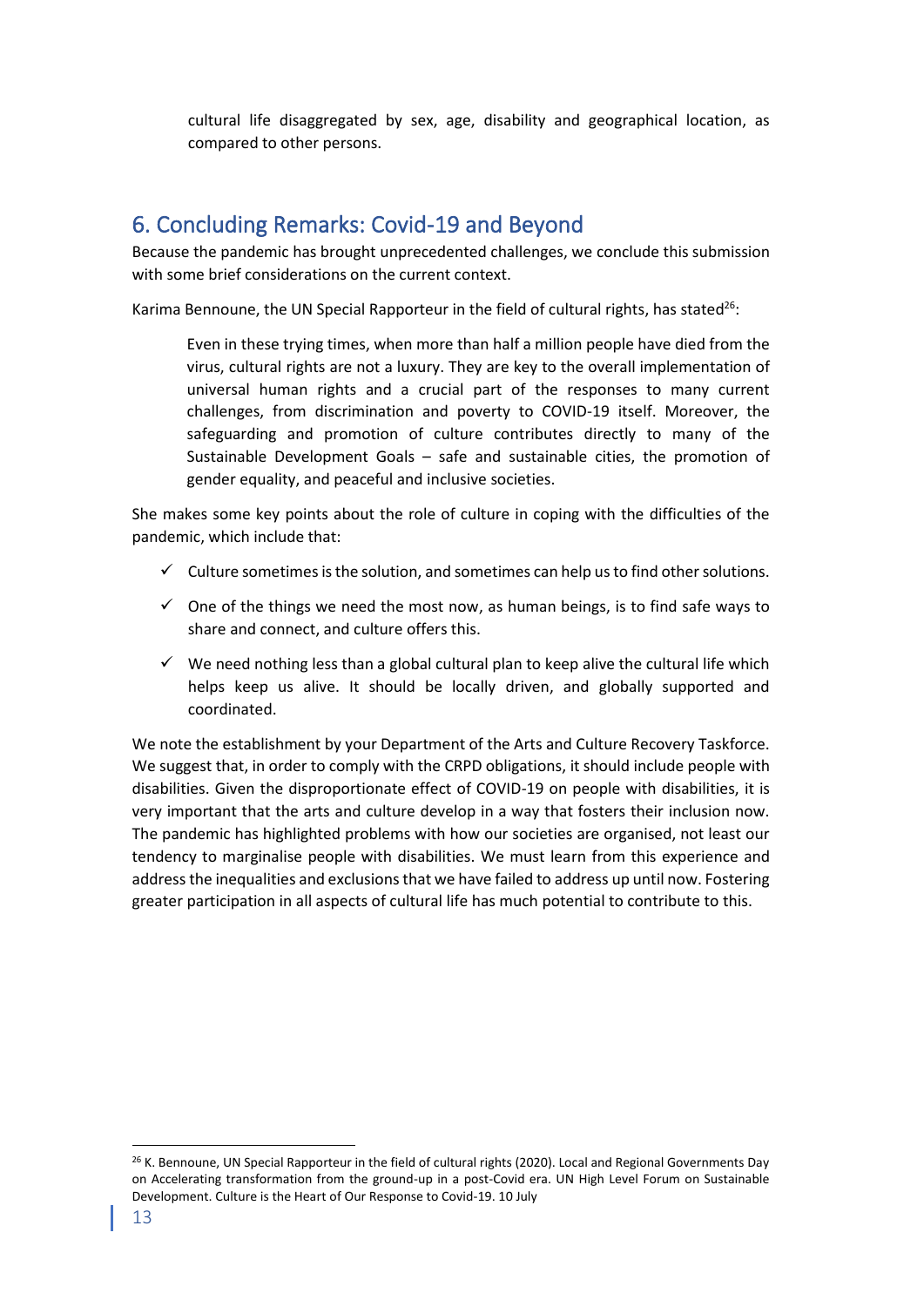cultural life disaggregated by sex, age, disability and geographical location, as compared to other persons.

## 6. Concluding Remarks: Covid-19 and Beyond

Because the pandemic has brought unprecedented challenges, we conclude this submission with some brief considerations on the current context.

Karima Bennoune, the UN Special Rapporteur in the field of cultural rights, has stated[26]:

> Even in these trying times, when more than half a million people have died from the virus, cultural rights are not a luxury. They are key to the overall implementation of universal human rights and a crucial part of the responses to many current challenges, from discrimination and poverty to COVID-19 itself. Moreover, the safeguarding and promotion of culture contributes directly to many of the Sustainable Development Goals – safe and sustainable cities, the promotion of gender equality, and peaceful and inclusive societies.

She makes some key points about the role of culture in coping with the difficulties of the pandemic, which include that:

- ✓ Culture sometimes is the solution, and sometimes can help us to find other solutions.
- ✓ One of the things we need the most now, as human beings, is to find safe ways to share and connect, and culture offers this.
- ✓ We need nothing less than a global cultural plan to keep alive the cultural life which helps keep us alive. It should be locally driven, and globally supported and coordinated.

We note the establishment by your Department of the Arts and Culture Recovery Taskforce. We suggest that, in order to comply with the CRPD obligations, it should include people with disabilities. Given the disproportionate effect of COVID-19 on people with disabilities, it is very important that the arts and culture develop in a way that fosters their inclusion now. The pandemic has highlighted problems with how our societies are organised, not least our tendency to marginalise people with disabilities. We must learn from this experience and address the inequalities and exclusions that we have failed to address up until now. Fostering greater participation in all aspects of cultural life has much potential to contribute to this.

---

[26] K. Bennoune, UN Special Rapporteur in the field of cultural rights (2020). Local and Regional Governments Day on Accelerating transformation from the ground-up in a post-Covid era. UN High Level Forum on Sustainable Development. Culture is the Heart of Our Response to Covid-19. 10 July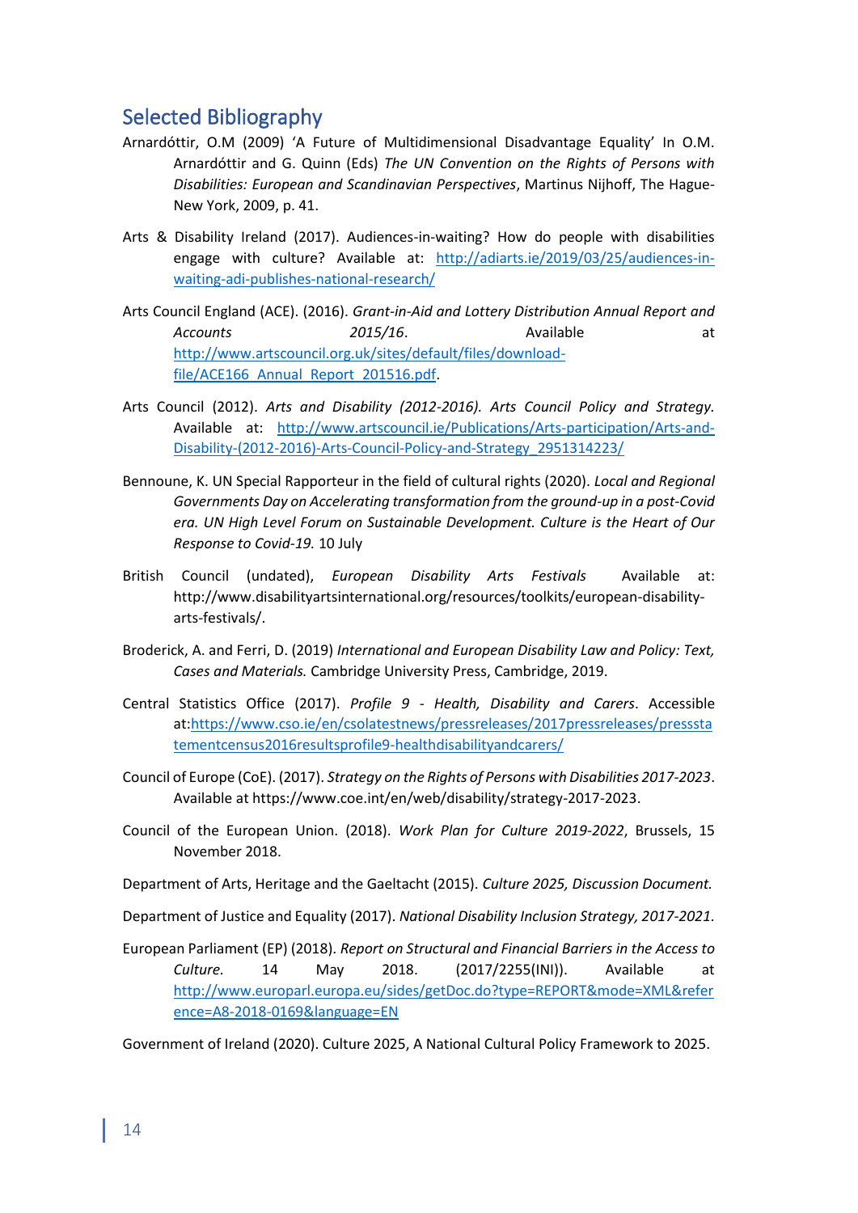## Selected Bibliography

Arnardóttir, O.M (2009) 'A Future of Multidimensional Disadvantage Equality' In O.M. Arnardóttir and G. Quinn (Eds) *The UN Convention on the Rights of Persons with Disabilities: European and Scandinavian Perspectives*, Martinus Nijhoff, The Hague-New York, 2009, p. 41.

Arts & Disability Ireland (2017). Audiences-in-waiting? How do people with disabilities engage with culture? Available at: [http://adiarts.ie/2019/03/25/audiences-in-waiting-adi-publishes-national-research/](http://adiarts.ie/2019/03/25/audiences-in-waiting-adi-publishes-national-research/)

Arts Council England (ACE). (2016). *Grant-in-Aid and Lottery Distribution Annual Report and Accounts 2015/16*. Available at [http://www.artscouncil.org.uk/sites/default/files/download-file/ACE166_Annual_Report_201516.pdf](http://www.artscouncil.org.uk/sites/default/files/download-file/ACE166_Annual_Report_201516.pdf).

Arts Council (2012). *Arts and Disability (2012-2016). Arts Council Policy and Strategy.* Available at: [http://www.artscouncil.ie/Publications/Arts-participation/Arts-and-Disability-(2012-2016)-Arts-Council-Policy-and-Strategy_2951314223/](http://www.artscouncil.ie/Publications/Arts-participation/Arts-and-Disability-(2012-2016)-Arts-Council-Policy-and-Strategy_2951314223/)

Bennoune, K. UN Special Rapporteur in the field of cultural rights (2020). *Local and Regional Governments Day on Accelerating transformation from the ground-up in a post-Covid era. UN High Level Forum on Sustainable Development. Culture is the Heart of Our Response to Covid-19.* 10 July

British Council (undated), *European Disability Arts Festivals* Available at: http://www.disabilityartsinternational.org/resources/toolkits/european-disability-arts-festivals/.

Broderick, A. and Ferri, D. (2019) *International and European Disability Law and Policy: Text, Cases and Materials.* Cambridge University Press, Cambridge, 2019.

Central Statistics Office (2017). *Profile 9 - Health, Disability and Carers*. Accessible at:[https://www.cso.ie/en/csolatestnews/pressreleases/2017pressreleases/pressstatementcensus2016resultsprofile9-healthdisabilityandcarers/](https://www.cso.ie/en/csolatestnews/pressreleases/2017pressreleases/pressstatementcensus2016resultsprofile9-healthdisabilityandcarers/)

Council of Europe (CoE). (2017). *Strategy on the Rights of Persons with Disabilities 2017-2023*. Available at https://www.coe.int/en/web/disability/strategy-2017-2023.

Council of the European Union. (2018). *Work Plan for Culture 2019-2022*, Brussels, 15 November 2018.

Department of Arts, Heritage and the Gaeltacht (2015). *Culture 2025, Discussion Document.*

Department of Justice and Equality (2017). *National Disability Inclusion Strategy, 2017-2021.*

European Parliament (EP) (2018). *Report on Structural and Financial Barriers in the Access to Culture.* 14 May 2018. (2017/2255(INI)). Available at [http://www.europarl.europa.eu/sides/getDoc.do?type=REPORT&mode=XML&reference=A8-2018-0169&language=EN](http://www.europarl.europa.eu/sides/getDoc.do?type=REPORT&mode=XML&reference=A8-2018-0169&language=EN)

Government of Ireland (2020). Culture 2025, A National Cultural Policy Framework to 2025.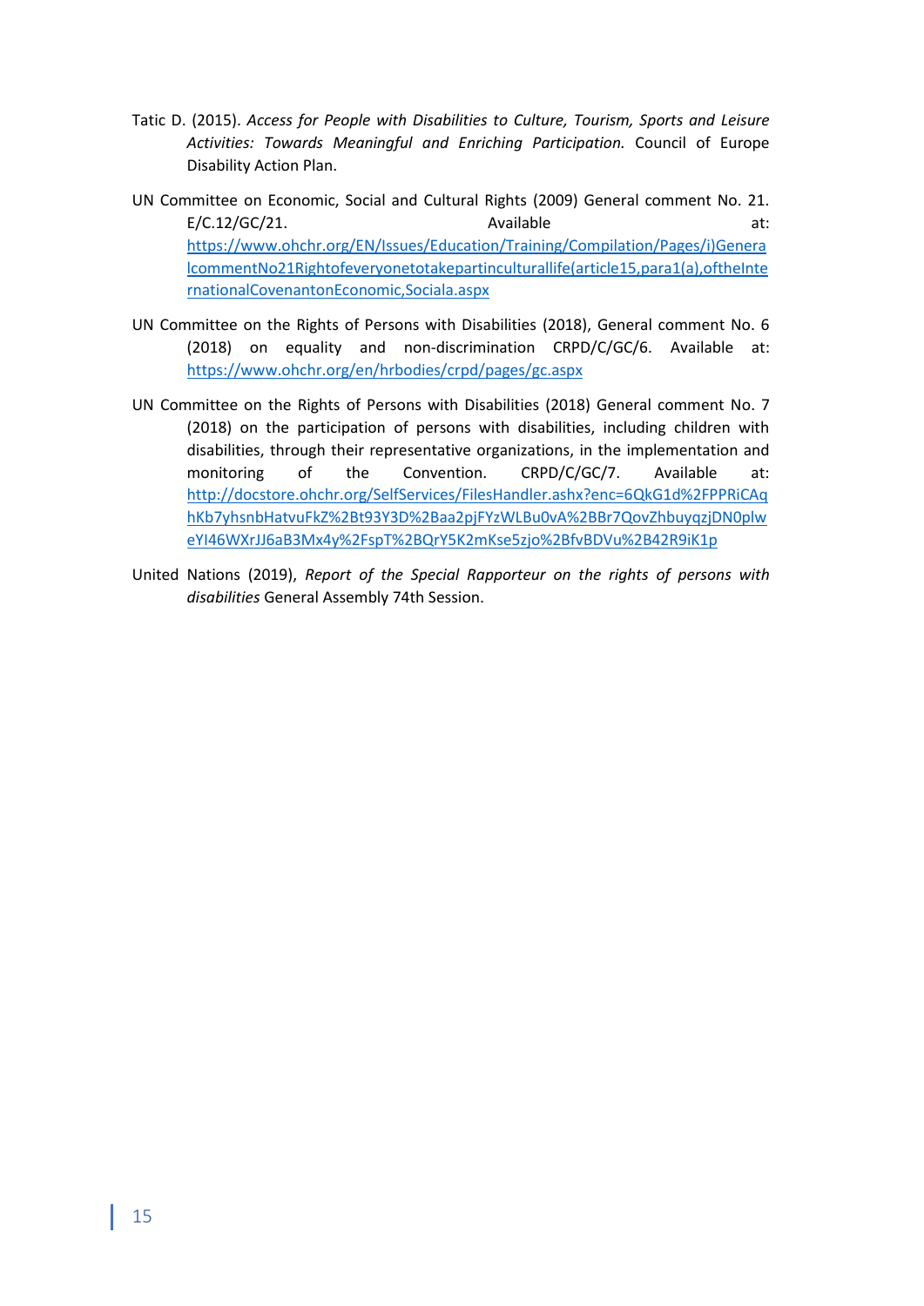Tatic D. (2015). *Access for People with Disabilities to Culture, Tourism, Sports and Leisure Activities: Towards Meaningful and Enriching Participation.* Council of Europe Disability Action Plan.

UN Committee on Economic, Social and Cultural Rights (2009) General comment No. 21. E/C.12/GC/21. Available at: https://www.ohchr.org/EN/Issues/Education/Training/Compilation/Pages/i)GeneralcommentNo21Rightofeveryonetotakepartinculturallife(article15,para1(a),oftheInternationalCovenantonEconomic,Sociala.aspx

UN Committee on the Rights of Persons with Disabilities (2018), General comment No. 6 (2018) on equality and non-discrimination CRPD/C/GC/6. Available at: https://www.ohchr.org/en/hrbodies/crpd/pages/gc.aspx

UN Committee on the Rights of Persons with Disabilities (2018) General comment No. 7 (2018) on the participation of persons with disabilities, including children with disabilities, through their representative organizations, in the implementation and monitoring of the Convention. CRPD/C/GC/7. Available at: http://docstore.ohchr.org/SelfServices/FilesHandler.ashx?enc=6QkG1d%2FPPRiCAqhKb7yhsnbHatvuFkZ%2Bt93Y3D%2Baa2pjFYzWLBu0vA%2BBr7QovZhbuyqzjDN0plweYI46WXrJJ6aB3Mx4y%2FspT%2BQrY5K2mKse5zjo%2BfvBDVu%2B42R9iK1p

United Nations (2019), *Report of the Special Rapporteur on the rights of persons with disabilities* General Assembly 74th Session.